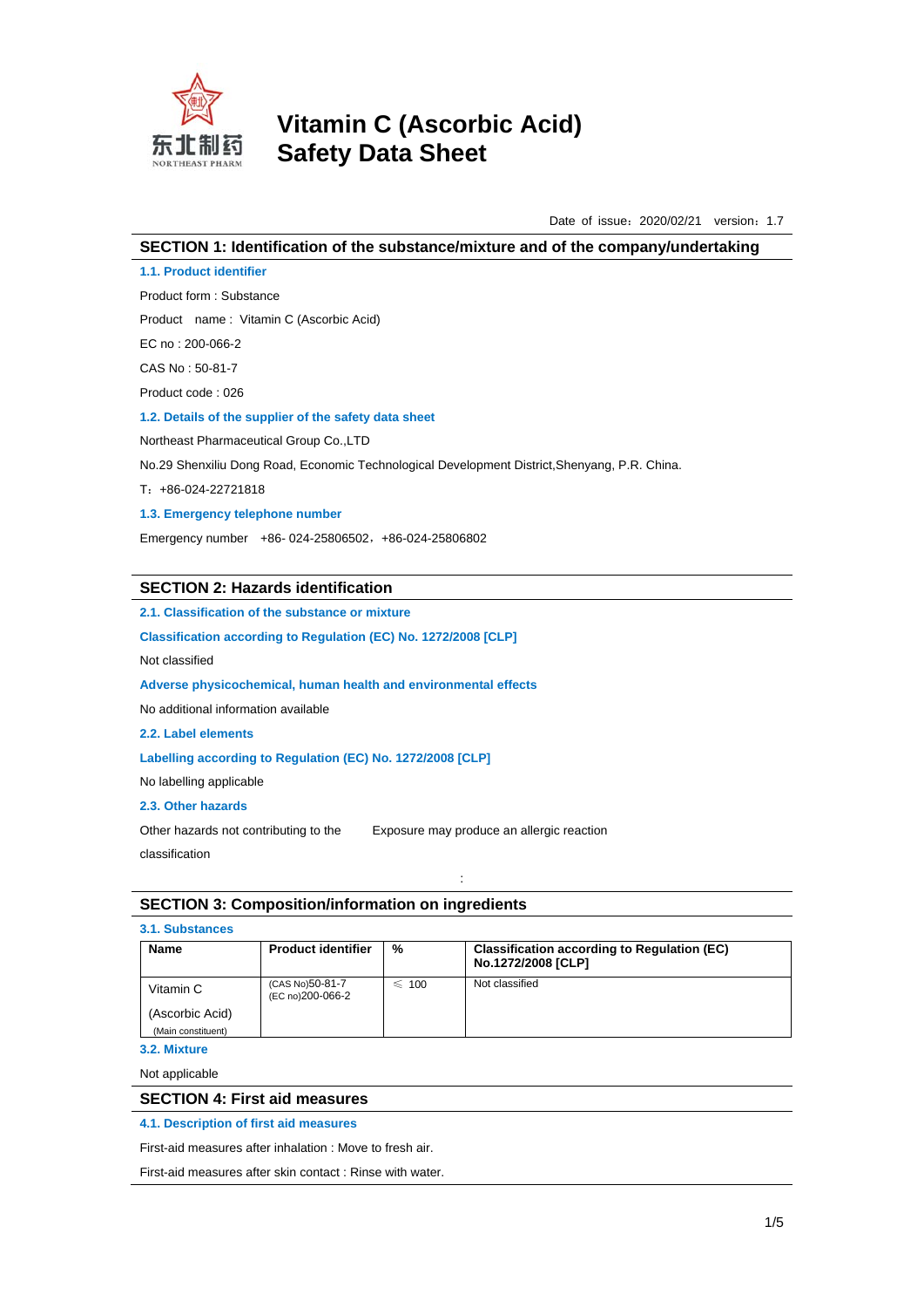东北制药
NORTHEAST PHARM

# Vitamin C (Ascorbic Acid) Safety Data Sheet

Date of issue：2020/02/21 version：1.7

## SECTION 1: Identification of the substance/mixture and of the company/undertaking

### 1.1. Product identifier

Product form : Substance

Product name : Vitamin C (Ascorbic Acid)

EC no : 200-066-2

CAS No : 50-81-7

Product code : 026

### 1.2. Details of the supplier of the safety data sheet

Northeast Pharmaceutical Group Co.,LTD

No.29 Shenxiliu Dong Road, Economic Technological Development District,Shenyang, P.R. China.

T：+86-024-22721818

### 1.3. Emergency telephone number

Emergency number +86- 024-25806502，+86-024-25806802

## SECTION 2: Hazards identification

### 2.1. Classification of the substance or mixture

**Classification according to Regulation (EC) No. 1272/2008 [CLP]**

Not classified

**Adverse physicochemical, human health and environmental effects**

No additional information available

### 2.2. Label elements

**Labelling according to Regulation (EC) No. 1272/2008 [CLP]**

No labelling applicable

### 2.3. Other hazards

Other hazards not contributing to the classification : Exposure may produce an allergic reaction

## SECTION 3: Composition/information on ingredients

### 3.1. Substances

| Name | Product identifier | % | Classification according to Regulation (EC) No.1272/2008 [CLP] |
|---|---|---|---|
| Vitamin C (Ascorbic Acid) (Main constituent) | (CAS No)50-81-7 (EC no)200-066-2 | ≤ 100 | Not classified |

### 3.2. Mixture

Not applicable

## SECTION 4: First aid measures

### 4.1. Description of first aid measures

First-aid measures after inhalation : Move to fresh air.

First-aid measures after skin contact : Rinse with water.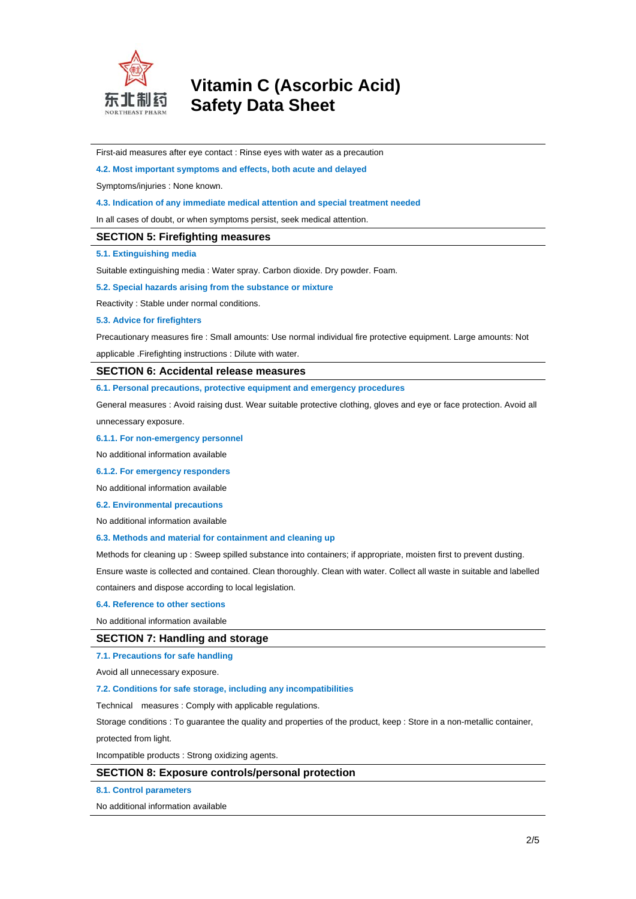First-aid measures after eye contact : Rinse eyes with water as a precaution

### 4.2. Most important symptoms and effects, both acute and delayed

Symptoms/injuries : None known.

### 4.3. Indication of any immediate medical attention and special treatment needed

In all cases of doubt, or when symptoms persist, seek medical attention.

## SECTION 5: Firefighting measures

### 5.1. Extinguishing media

Suitable extinguishing media : Water spray. Carbon dioxide. Dry powder. Foam.

### 5.2. Special hazards arising from the substance or mixture

Reactivity : Stable under normal conditions.

### 5.3. Advice for firefighters

Precautionary measures fire : Small amounts: Use normal individual fire protective equipment. Large amounts: Not applicable .Firefighting instructions : Dilute with water.

## SECTION 6: Accidental release measures

### 6.1. Personal precautions, protective equipment and emergency procedures

General measures : Avoid raising dust. Wear suitable protective clothing, gloves and eye or face protection. Avoid all unnecessary exposure.

#### 6.1.1. For non-emergency personnel

No additional information available

#### 6.1.2. For emergency responders

No additional information available

### 6.2. Environmental precautions

No additional information available

### 6.3. Methods and material for containment and cleaning up

Methods for cleaning up : Sweep spilled substance into containers; if appropriate, moisten first to prevent dusting. Ensure waste is collected and contained. Clean thoroughly. Clean with water. Collect all waste in suitable and labelled containers and dispose according to local legislation.

### 6.4. Reference to other sections

No additional information available

## SECTION 7: Handling and storage

### 7.1. Precautions for safe handling

Avoid all unnecessary exposure.

### 7.2. Conditions for safe storage, including any incompatibilities

Technical measures : Comply with applicable regulations.

Storage conditions : To guarantee the quality and properties of the product, keep : Store in a non-metallic container, protected from light.

Incompatible products : Strong oxidizing agents.

## SECTION 8: Exposure controls/personal protection

### 8.1. Control parameters

No additional information available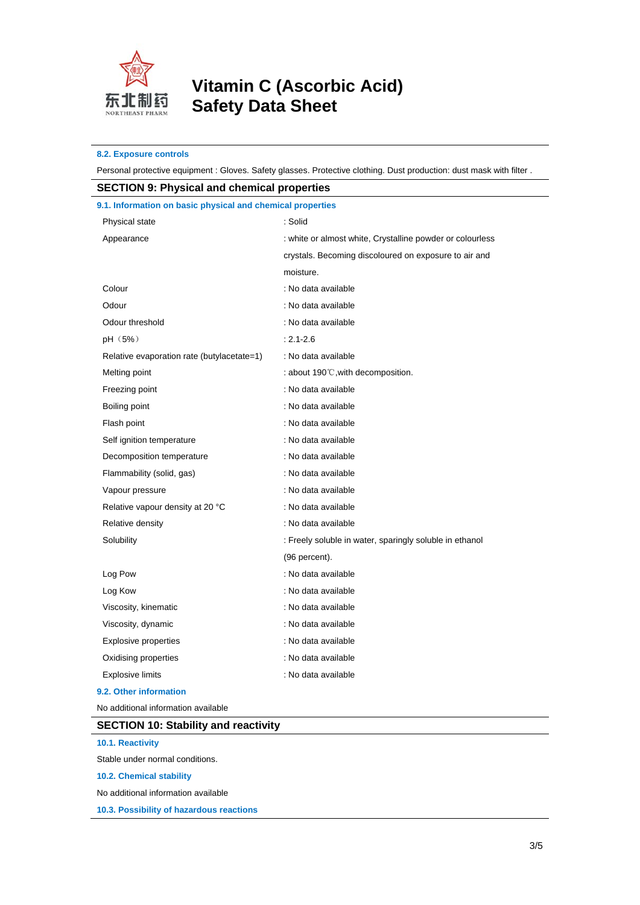#### 8.2. Exposure controls

Personal protective equipment : Gloves. Safety glasses. Protective clothing. Dust production: dust mask with filter .

## SECTION 9: Physical and chemical properties

#### 9.1. Information on basic physical and chemical properties

| Property | Value |
|---|---|
| Physical state | : Solid |
| Appearance | : white or almost white, Crystalline powder or colourless crystals. Becoming discoloured on exposure to air and moisture. |
| Colour | : No data available |
| Odour | : No data available |
| Odour threshold | : No data available |
| pH（5%） | : 2.1-2.6 |
| Relative evaporation rate (butylacetate=1) | : No data available |
| Melting point | : about 190℃,with decomposition. |
| Freezing point | : No data available |
| Boiling point | : No data available |
| Flash point | : No data available |
| Self ignition temperature | : No data available |
| Decomposition temperature | : No data available |
| Flammability (solid, gas) | : No data available |
| Vapour pressure | : No data available |
| Relative vapour density at 20 °C | : No data available |
| Relative density | : No data available |
| Solubility | : Freely soluble in water, sparingly soluble in ethanol (96 percent). |
| Log Pow | : No data available |
| Log Kow | : No data available |
| Viscosity, kinematic | : No data available |
| Viscosity, dynamic | : No data available |
| Explosive properties | : No data available |
| Oxidising properties | : No data available |
| Explosive limits | : No data available |

#### 9.2. Other information

No additional information available

## SECTION 10: Stability and reactivity

#### 10.1. Reactivity

Stable under normal conditions.

#### 10.2. Chemical stability

No additional information available

#### 10.3. Possibility of hazardous reactions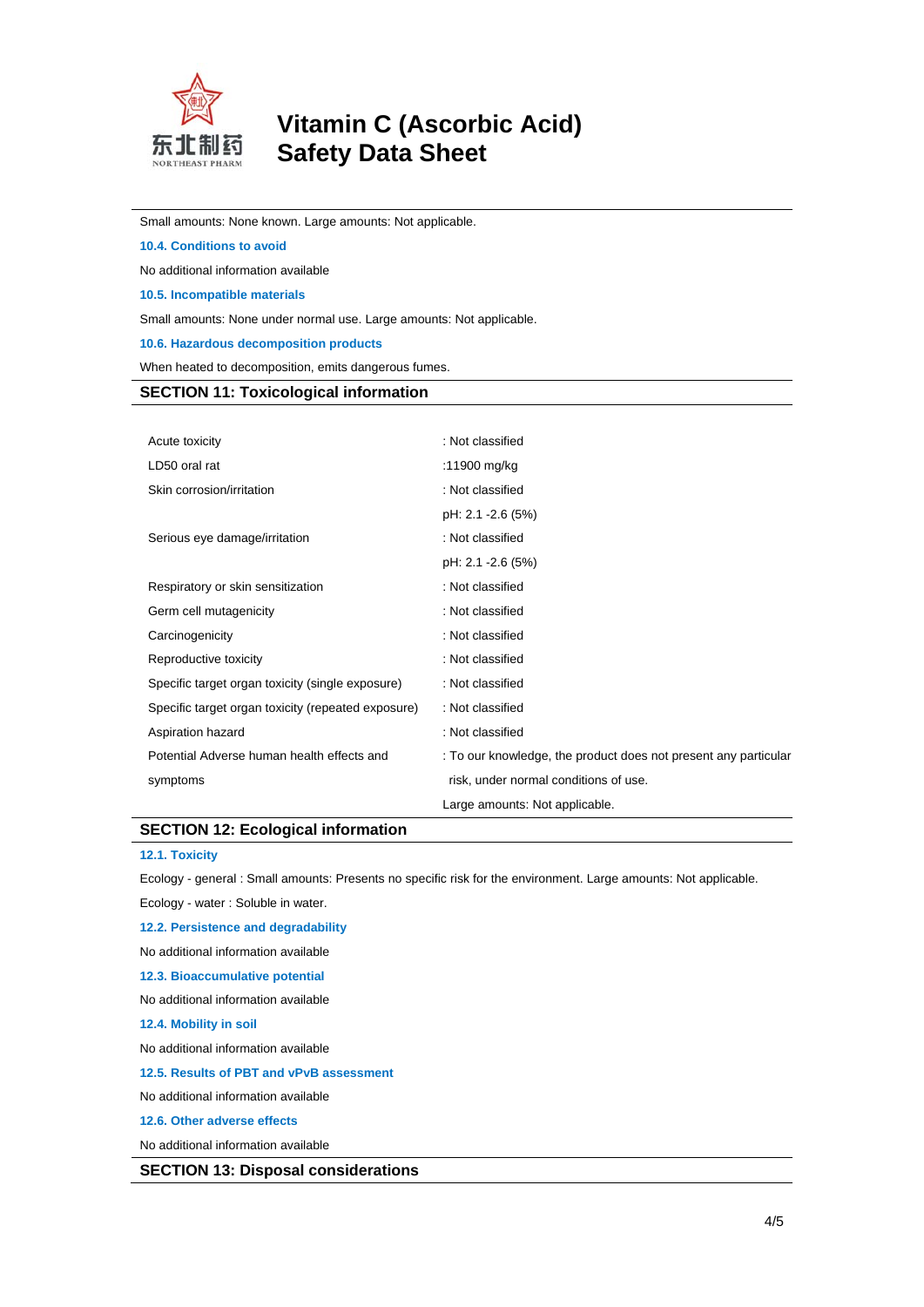Small amounts: None known. Large amounts: Not applicable.

### 10.4. Conditions to avoid

No additional information available

### 10.5. Incompatible materials

Small amounts: None under normal use. Large amounts: Not applicable.

### 10.6. Hazardous decomposition products

When heated to decomposition, emits dangerous fumes.

## SECTION 11: Toxicological information

| | |
|---|---|
| Acute toxicity | : Not classified |
| LD50 oral rat | :11900 mg/kg |
| Skin corrosion/irritation | : Not classified |
| | pH: 2.1 -2.6 (5%) |
| Serious eye damage/irritation | : Not classified |
| | pH: 2.1 -2.6 (5%) |
| Respiratory or skin sensitization | : Not classified |
| Germ cell mutagenicity | : Not classified |
| Carcinogenicity | : Not classified |
| Reproductive toxicity | : Not classified |
| Specific target organ toxicity (single exposure) | : Not classified |
| Specific target organ toxicity (repeated exposure) | : Not classified |
| Aspiration hazard | : Not classified |
| Potential Adverse human health effects and symptoms | : To our knowledge, the product does not present any particular risk, under normal conditions of use. |
| | Large amounts: Not applicable. |

## SECTION 12: Ecological information

### 12.1. Toxicity

Ecology - general : Small amounts: Presents no specific risk for the environment. Large amounts: Not applicable.

Ecology - water : Soluble in water.

### 12.2. Persistence and degradability

No additional information available

### 12.3. Bioaccumulative potential

No additional information available

### 12.4. Mobility in soil

No additional information available

### 12.5. Results of PBT and vPvB assessment

No additional information available

### 12.6. Other adverse effects

No additional information available

## SECTION 13: Disposal considerations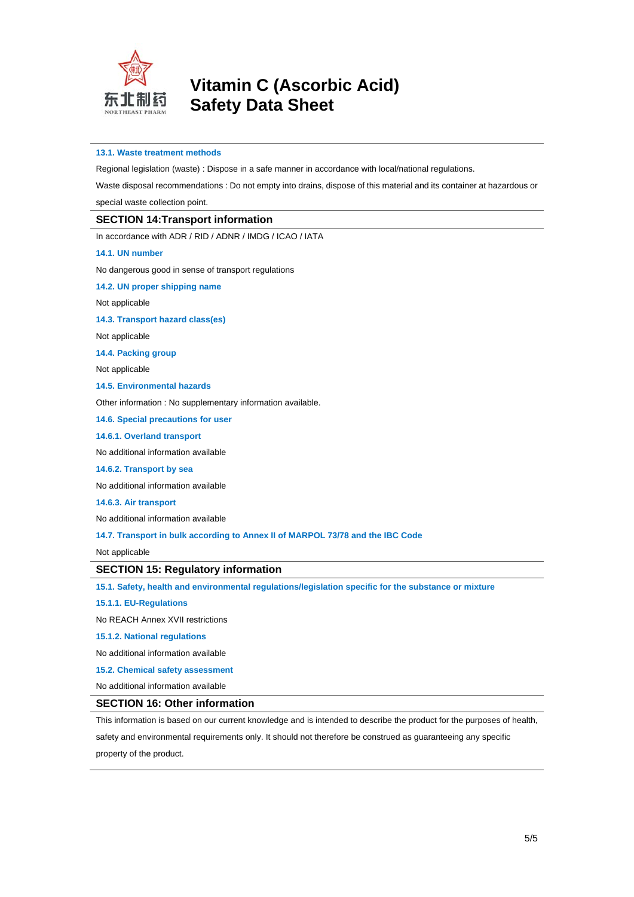#### 13.1. Waste treatment methods

Regional legislation (waste) : Dispose in a safe manner in accordance with local/national regulations.

Waste disposal recommendations : Do not empty into drains, dispose of this material and its container at hazardous or special waste collection point.

## SECTION 14:Transport information

In accordance with ADR / RID / ADNR / IMDG / ICAO / IATA

#### 14.1. UN number

No dangerous good in sense of transport regulations

#### 14.2. UN proper shipping name

Not applicable

#### 14.3. Transport hazard class(es)

Not applicable

#### 14.4. Packing group

Not applicable

#### 14.5. Environmental hazards

Other information : No supplementary information available.

#### 14.6. Special precautions for user

#### 14.6.1. Overland transport

No additional information available

#### 14.6.2. Transport by sea

No additional information available

#### 14.6.3. Air transport

No additional information available

#### 14.7. Transport in bulk according to Annex II of MARPOL 73/78 and the IBC Code

Not applicable

## SECTION 15: Regulatory information

#### 15.1. Safety, health and environmental regulations/legislation specific for the substance or mixture

#### 15.1.1. EU-Regulations

No REACH Annex XVII restrictions

#### 15.1.2. National regulations

No additional information available

#### 15.2. Chemical safety assessment

No additional information available

## SECTION 16: Other information

This information is based on our current knowledge and is intended to describe the product for the purposes of health, safety and environmental requirements only. It should not therefore be construed as guaranteeing any specific property of the product.